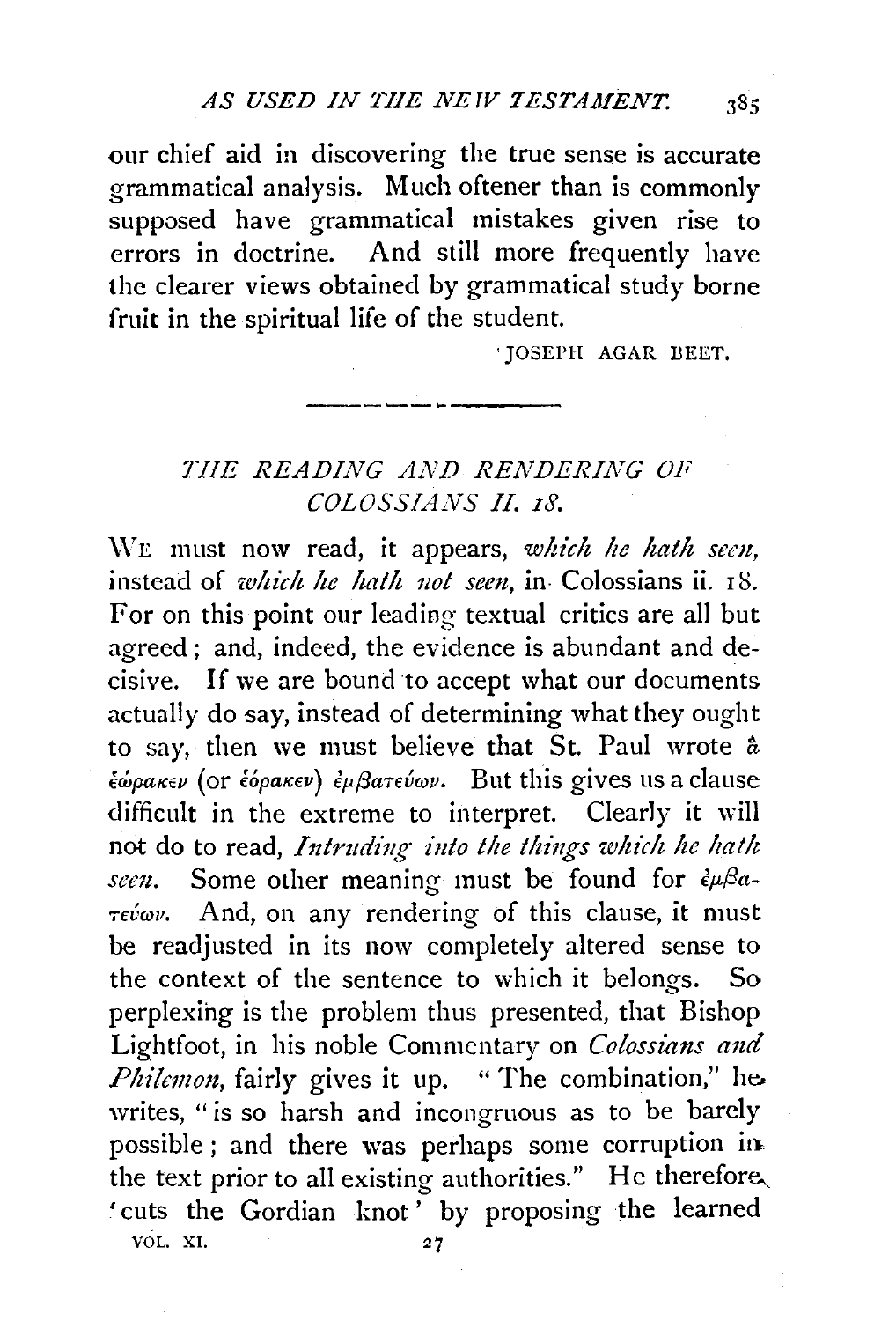our chief aid in discovering the true sense is accurate grammatical analysis. Much oftener than is commonly supposed have grammatical mistakes given rise to errors in doctrine. And still more frequently have the clearer views obtained by grammatical study borne fruit in the spiritual life of the student.

JOSEPH AGAR BEET.

---

## *THE READING AND RENDERING OF COLOSSIANS II. 18.*

WE must now read, it appears, *which he hath seen,* instead of *which he hath not seen,* in Colossians ii. 18. For on this point our leading textual critics are all but agreed; and, indeed, the evidence is abundant and decisive. If we are bound to accept what our documents actually do say, instead of determining what they ought to say, then we must believe that St. Paul wrote ἃ ἑώρακεν (or ἑόρακεν) ἐμβατεύων. But this gives us a clause difficult in the extreme to interpret. Clearly it will not do to read, *Intruding into the things which he hath seen.* Some other meaning must be found for ἐμβατεύων. And, on any rendering of this clause, it must be readjusted in its now completely altered sense to the context of the sentence to which it belongs. So perplexing is the problem thus presented, that Bishop Lightfoot, in his noble Commentary on *Colossians and Philemon,* fairly gives it up. "The combination," he writes, "is so harsh and incongruous as to be barely possible; and there was perhaps some corruption in the text prior to all existing authorities." He therefore 'cuts the Gordian knot' by proposing the learned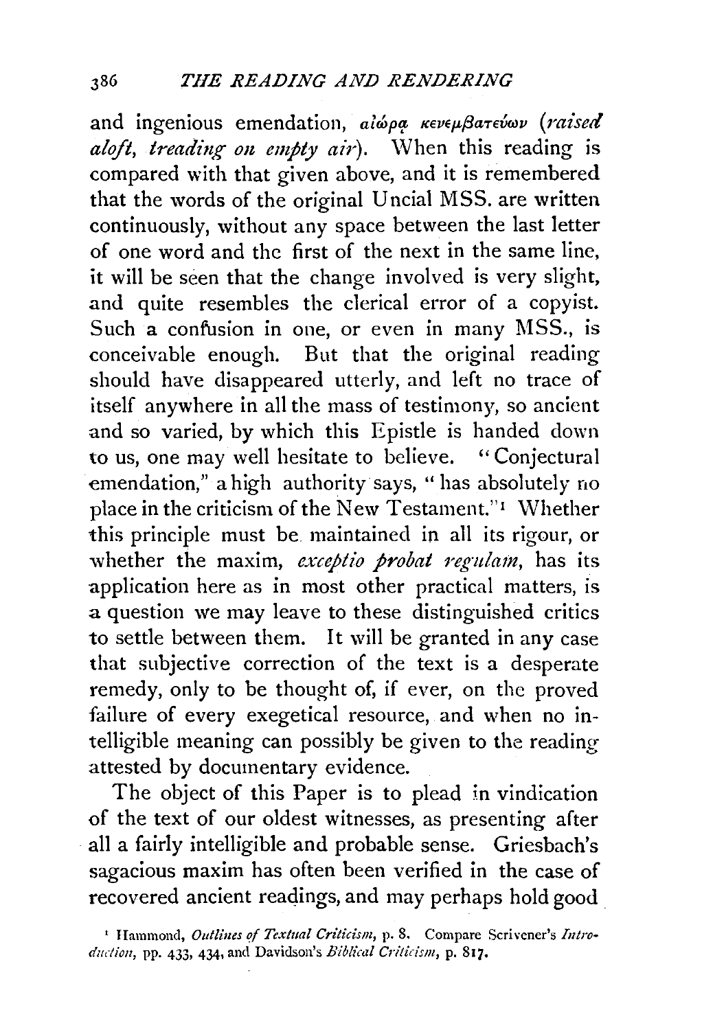and ingenious emendation, αἰώρᾳ κενεμβατεύων (*raised aloft, treading on empty air*). When this reading is compared with that given above, and it is remembered that the words of the original Uncial MSS. are written continuously, without any space between the last letter of one word and the first of the next in the same line, it will be seen that the change involved is very slight, and quite resembles the clerical error of a copyist. Such a confusion in one, or even in many MSS., is conceivable enough. But that the original reading should have disappeared utterly, and left no trace of itself anywhere in all the mass of testimony, so ancient and so varied, by which this Epistle is handed down to us, one may well hesitate to believe. "Conjectural emendation," a high authority says, "has absolutely no place in the criticism of the New Testament."[1] Whether this principle must be maintained in all its rigour, or whether the maxim, *exceptio probat regulam*, has its application here as in most other practical matters, is a question we may leave to these distinguished critics to settle between them. It will be granted in any case that subjective correction of the text is a desperate remedy, only to be thought of, if ever, on the proved failure of every exegetical resource, and when no intelligible meaning can possibly be given to the reading attested by documentary evidence.

The object of this Paper is to plead in vindication of the text of our oldest witnesses, as presenting after all a fairly intelligible and probable sense. Griesbach's sagacious maxim has often been verified in the case of recovered ancient readings, and may perhaps hold good

[1] Hammond, *Outlines of Textual Criticism*, p. 8. Compare Scrivener's *Introduction*, pp. 433, 434, and Davidson's *Biblical Criticism*, p. 817.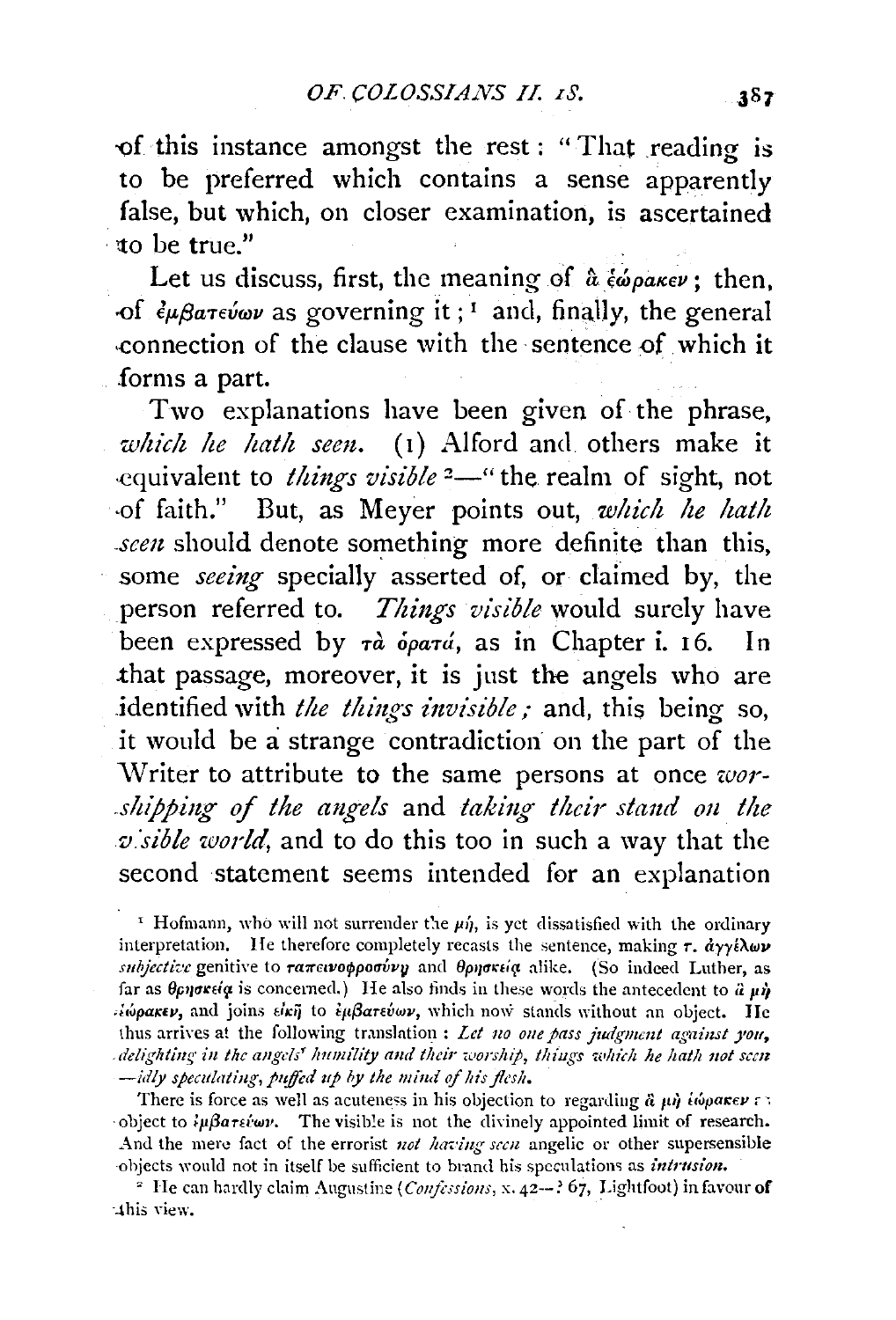of this instance amongst the rest: "That reading is to be preferred which contains a sense apparently false, but which, on closer examination, is ascertained to be true."

Let us discuss, first, the meaning of ἃ ἑώρακεν; then, of ἐμβατεύων as governing it;[1] and, finally, the general connection of the clause with the sentence of which it forms a part.

Two explanations have been given of the phrase, *which he hath seen*. (1) Alford and others make it equivalent to *things visible*[2]—"the realm of sight, not of faith." But, as Meyer points out, *which he hath seen* should denote something more definite than this, some *seeing* specially asserted of, or claimed by, the person referred to. *Things visible* would surely have been expressed by τὰ ὁρατά, as in Chapter i. 16. In that passage, moreover, it is just the angels who are identified with *the things invisible;* and, this being so, it would be a strange contradiction on the part of the Writer to attribute to the same persons at once *worshipping of the angels* and *taking their stand on the visible world*, and to do this too in such a way that the second statement seems intended for an explanation

---

[1] Hofmann, who will not surrender the μή, is yet dissatisfied with the ordinary interpretation. He therefore completely recasts the sentence, making τ. ἀγγέλων *subjective* genitive to ταπεινοφροσύνῃ and θρησκείᾳ alike. (So indeed Luther, as far as θρησκείᾳ is concerned.) He also finds in these words the antecedent to ἃ μὴ ἑώρακεν, and joins εἰκῇ to ἐμβατεύων, which now stands without an object. He thus arrives at the following translation: *Let no one pass judgment against you, delighting in the angels' humility and their worship, things which he hath not seen —idly speculating, puffed up by the mind of his flesh.*

There is force as well as acuteness in his objection to regarding ἃ μὴ ἑώρακεν as object to ἐμβατεύων. The visible is not the divinely appointed limit of research. And the mere fact of the errorist *not having seen* angelic or other supersensible objects would not in itself be sufficient to brand his speculations as *intrusion.*

[2] He can hardly claim Augustine (*Confessions*, x. 42—? 67, Lightfoot) in favour of this view.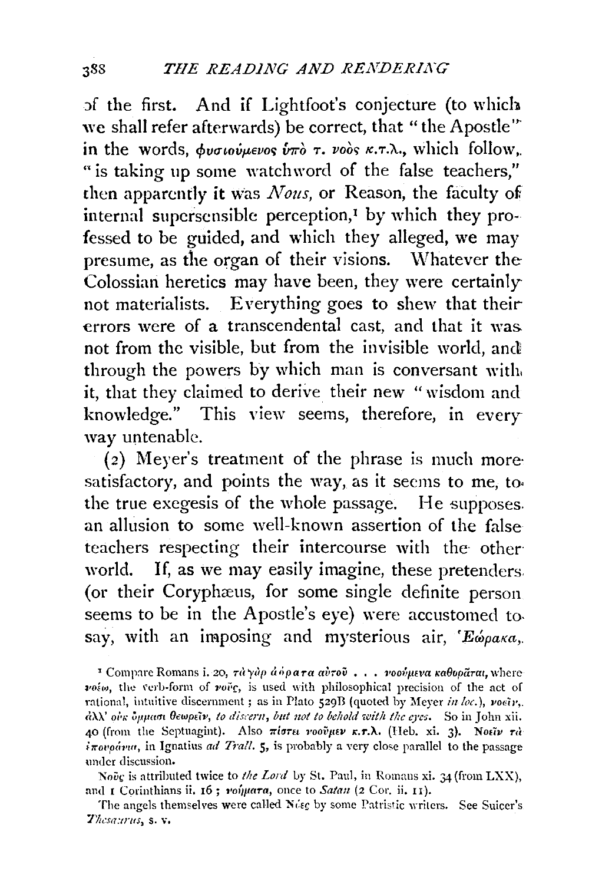of the first. And if Lightfoot's conjecture (to which we shall refer afterwards) be correct, that "the Apostle" in the words, φυσιούμενος ὑπὸ τ. νοὸς κ.τ.λ., which follow, "is taking up some watchword of the false teachers," then apparently it was *Nous*, or Reason, the faculty of internal supersensible perception,[1] by which they professed to be guided, and which they alleged, we may presume, as the organ of their visions. Whatever the Colossian heretics may have been, they were certainly not materialists. Everything goes to shew that their errors were of a transcendental cast, and that it was not from the visible, but from the invisible world, and through the powers by which man is conversant with it, that they claimed to derive their new "wisdom and knowledge." This view seems, therefore, in every way untenable.

(2) Meyer's treatment of the phrase is much more satisfactory, and points the way, as it seems to me, to the true exegesis of the whole passage. He supposes an allusion to some well-known assertion of the false teachers respecting their intercourse with the other world. If, as we may easily imagine, these pretenders (or their Coryphæus, for some single definite person seems to be in the Apostle's eye) were accustomed to say, with an imposing and mysterious air, Ἑώρακα,

[1] Compare Romans i. 20, τὰ γὰρ ἀόρατα αὐτοῦ . . . νοούμενα καθορᾶται, where νοέω, the verb-form of νοῦς, is used with philosophical precision of the act of rational, intuitive discernment; as in Plato 529B (quoted by Meyer *in loc.*), νοεῖν, ἀλλ' οὐκ ὄμμασι θεωρεῖν, *to discern, but not to behold with the eyes*. So in John xii. 40 (from the Septuagint). Also πίστει νοοῦμεν κ.τ.λ. (Heb. xi. 3). Νοεῖν τὰ ὑπουράνια, in Ignatius *ad Trall.* 5, is probably a very close parallel to the passage under discussion.

Νοῦς is attributed twice to *the Lord* by St. Paul, in Romans xi. 34 (from LXX), and 1 Corinthians ii. 16; νοήματα, once to *Satan* (2 Cor. ii. 11).

The angels themselves were called Νόες by some Patristic writers. See Suicer's *Thesaurus*, s. v.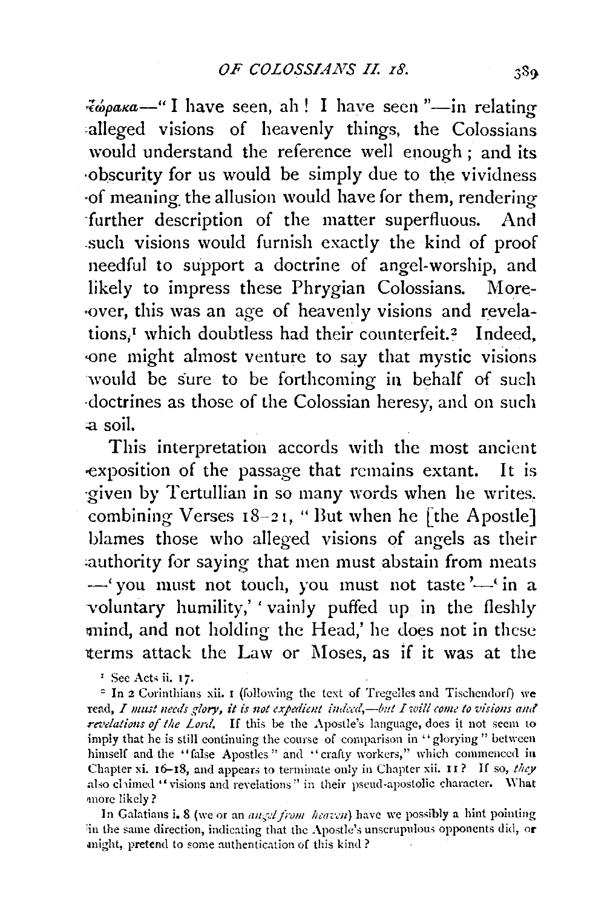ἑώρακα—"I have seen, ah! I have seen"—in relating alleged visions of heavenly things, the Colossians would understand the reference well enough; and its obscurity for us would be simply due to the vividness of meaning the allusion would have for them, rendering further description of the matter superfluous. And such visions would furnish exactly the kind of proof needful to support a doctrine of angel-worship, and likely to impress these Phrygian Colossians. Moreover, this was an age of heavenly visions and revelations,[1] which doubtless had their counterfeit.[2] Indeed, one might almost venture to say that mystic visions would be sure to be forthcoming in behalf of such doctrines as those of the Colossian heresy, and on such a soil.

This interpretation accords with the most ancient exposition of the passage that remains extant. It is given by Tertullian in so many words when he writes. combining Verses 18–21, "But when he [the Apostle] blames those who alleged visions of angels as their authority for saying that men must abstain from meats —'you must not touch, you must not taste'—'in a voluntary humility,' 'vainly puffed up in the fleshly mind, and not holding the Head,' he does not in these terms attack the Law or Moses, as if it was at the

[1] See Acts ii. 17.

[2] In 2 Corinthians xii. 1 (following the text of Tregelles and Tischendorf) we read, *I must needs glory, it is not expedient indeed,—but I will come to visions and revelations of the Lord.* If this be the Apostle's language, does it not seem to imply that he is still continuing the course of comparison in "glorying" between himself and the "false Apostles" and "crafty workers," which commenced in Chapter xi. 16–18, and appears to terminate only in Chapter xii. 11? If so, *they* also claimed "visions and revelations" in their pseud-apostolic character. What more likely?

In Galatians i. 8 (we or an *angel from heaven*) have we possibly a hint pointing in the same direction, indicating that the Apostle's unscrupulous opponents did, or might, pretend to some authentication of this kind?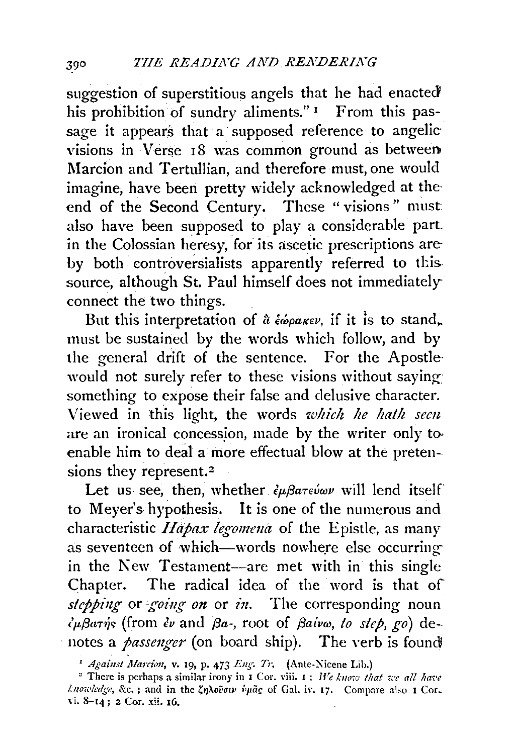suggestion of superstitious angels that he had enacted his prohibition of sundry aliments." [1] From this passage it appears that a supposed reference to angelic visions in Verse 18 was common ground as between Marcion and Tertullian, and therefore must, one would imagine, have been pretty widely acknowledged at the end of the Second Century. These "visions" must also have been supposed to play a considerable part in the Colossian heresy, for its ascetic prescriptions are by both controversialists apparently referred to this source, although St. Paul himself does not immediately connect the two things.

But this interpretation of ἃ ἑώρακεν, if it is to stand, must be sustained by the words which follow, and by the general drift of the sentence. For the Apostle would not surely refer to these visions without saying something to expose their false and delusive character. Viewed in this light, the words *which he hath seen* are an ironical concession, made by the writer only to enable him to deal a more effectual blow at the pretensions they represent.[2]

Let us see, then, whether ἐμβατεύων will lend itself to Meyer's hypothesis. It is one of the numerous and characteristic *Hapax legomena* of the Epistle, as many as seventeen of which—words nowhere else occurring in the New Testament—are met with in this single Chapter. The radical idea of the word is that of *stepping* or *going on* or *in*. The corresponding noun ἐμβατής (from ἐν and βα-, root of βαίνω, *to step, go*) denotes a *passenger* (on board ship). The verb is found

[1] *Against Marcion*, v. 19, p. 473 *Eng. Tr.* (Ante-Nicene Lib.)

[2] There is perhaps a similar irony in 1 Cor. viii. 1: *We know that we all have knowledge*, &c.; and in the ζηλοῦσιν ὑμᾶς of Gal. iv. 17. Compare also 1 Cor. vi. 8–14; 2 Cor. xii. 16.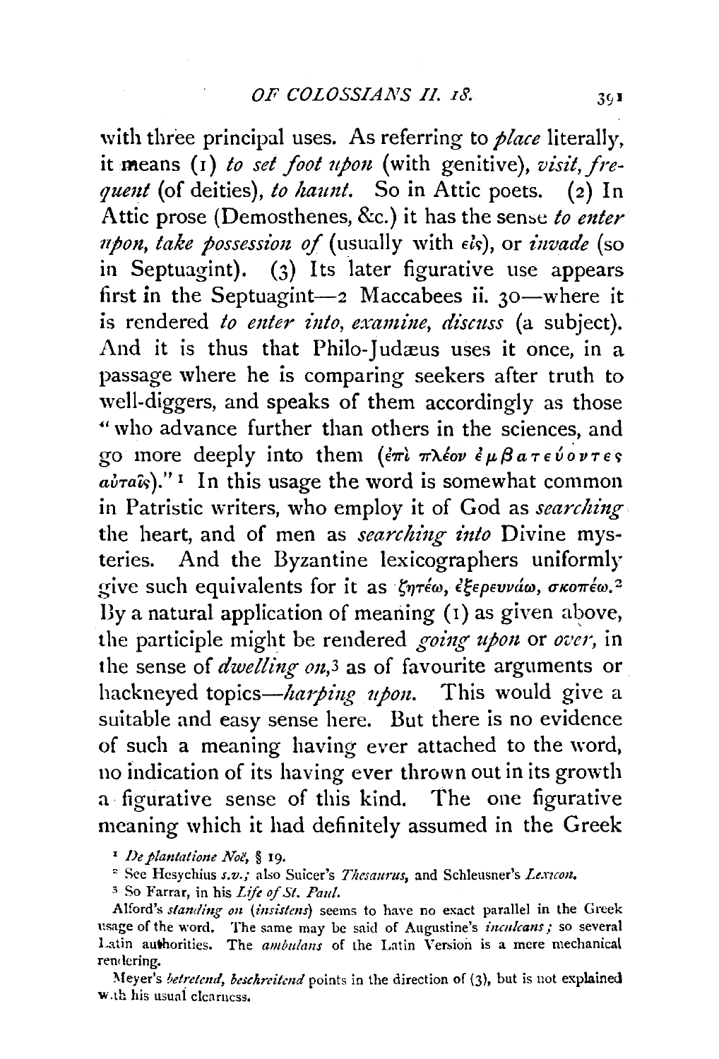with three principal uses. As referring to *place* literally, it means (1) *to set foot upon* (with genitive), *visit, frequent* (of deities), *to haunt*. So in Attic poets. (2) In Attic prose (Demosthenes, &c.) it has the sense *to enter upon, take possession of* (usually with εἰς), or *invade* (so in Septuagint). (3) Its later figurative use appears first in the Septuagint—2 Maccabees ii. 30—where it is rendered *to enter into, examine, discuss* (a subject). And it is thus that Philo-Judæus uses it once, in a passage where he is comparing seekers after truth to well-diggers, and speaks of them accordingly as those "who advance further than others in the sciences, and go more deeply into them (ἐπὶ πλέον ἐμβατεύοντες αὐταῖς)."[1] In this usage the word is somewhat common in Patristic writers, who employ it of God as *searching* the heart, and of men as *searching into* Divine mysteries. And the Byzantine lexicographers uniformly give such equivalents for it as ζητέω, ἐξερευνάω, σκοπέω.[2] By a natural application of meaning (1) as given above, the participle might be rendered *going upon* or *over*, in the sense of *dwelling on*,[3] as of favourite arguments or hackneyed topics—*harping upon*. This would give a suitable and easy sense here. But there is no evidence of such a meaning having ever attached to the word, no indication of its having ever thrown out in its growth a figurative sense of this kind. The one figurative meaning which it had definitely assumed in the Greek

[1] *De plantatione Noë*, § 19.

[2] See Hesychius *s.v.*; also Suicer's *Thesaurus*, and Schleusner's *Lexicon*.

[3] So Farrar, in his *Life of St. Paul*.

Alford's *standing on* (*insistens*) seems to have no exact parallel in the Greek usage of the word. The same may be said of Augustine's *inculcans*; so several Latin authorities. The *ambulans* of the Latin Version is a mere mechanical rendering.

Meyer's *betretend, beschreitend* points in the direction of (3), but is not explained with his usual clearness.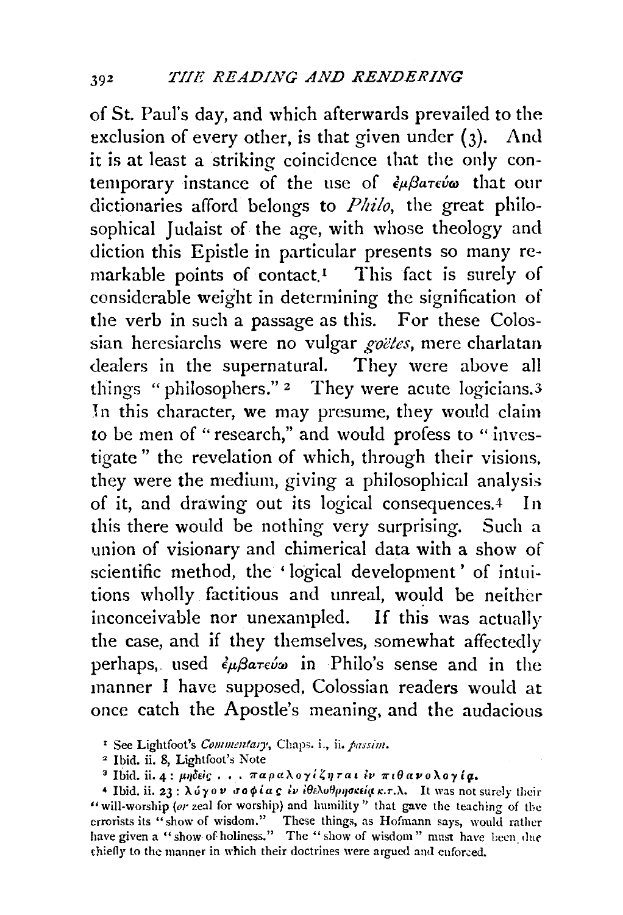of St. Paul's day, and which afterwards prevailed to the exclusion of every other, is that given under (3). And it is at least a striking coincidence that the only contemporary instance of the use of ἐμβατεύω that our dictionaries afford belongs to *Philo*, the great philosophical Judaist of the age, with whose theology and diction this Epistle in particular presents so many remarkable points of contact.[1] This fact is surely of considerable weight in determining the signification of the verb in such a passage as this. For these Colossian heresiarchs were no vulgar *goëtes*, mere charlatan dealers in the supernatural. They were above all things "philosophers."[2] They were acute logicians.[3] In this character, we may presume, they would claim to be men of "research," and would profess to "investigate" the revelation of which, through their visions, they were the medium, giving a philosophical analysis of it, and drawing out its logical consequences.[4] In this there would be nothing very surprising. Such a union of visionary and chimerical data with a show of scientific method, the 'logical development' of intuitions wholly factitious and unreal, would be neither inconceivable nor unexampled. If this was actually the case, and if they themselves, somewhat affectedly perhaps, used ἐμβατεύω in Philo's sense and in the manner I have supposed, Colossian readers would at once catch the Apostle's meaning, and the audacious

[1] See Lightfoot's *Commentary*, Chaps. i., ii. *passim*.

[2] Ibid. ii. 8, Lightfoot's Note

[3] Ibid. ii. 4: μηδεὶς . . . παραλογίζηται ἐν πιθανολογίᾳ.

[4] Ibid. ii. 23: λόγον σοφίας ἐν ἐθελοθρησκείᾳ κ.τ.λ. It was not surely their "will-worship (*or* zeal for worship) and humility" that gave the teaching of the errorists its "show of wisdom." These things, as Hofmann says, would rather have given a "show of holiness." The "show of wisdom" must have been due chiefly to the manner in which their doctrines were argued and enforced.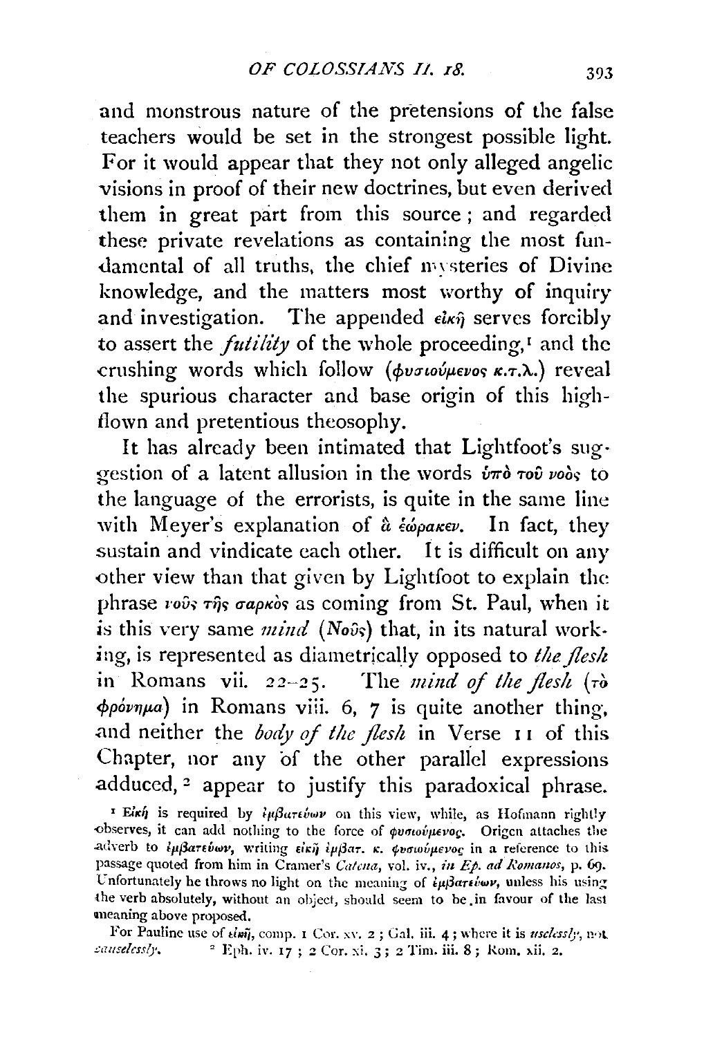and monstrous nature of the pretensions of the false teachers would be set in the strongest possible light. For it would appear that they not only alleged angelic visions in proof of their new doctrines, but even derived them in great part from this source; and regarded these private revelations as containing the most fundamental of all truths, the chief mysteries of Divine knowledge, and the matters most worthy of inquiry and investigation. The appended εἰκῇ serves forcibly to assert the *futility* of the whole proceeding,[1] and the crushing words which follow (φυσιούμενος κ.τ.λ.) reveal the spurious character and base origin of this high-flown and pretentious theosophy.

It has already been intimated that Lightfoot's suggestion of a latent allusion in the words ὑπὸ τοῦ νοὸς to the language of the errorists, is quite in the same line with Meyer's explanation of ἃ ἑώρακεν. In fact, they sustain and vindicate each other. It is difficult on any other view than that given by Lightfoot to explain the phrase νοῦς τῆς σαρκὸς as coming from St. Paul, when it is this very same *mind* (Νοῦς) that, in its natural working, is represented as diametrically opposed to *the flesh* in Romans vii. 22–25. The *mind of the flesh* (τὸ φρόνημα) in Romans viii. 6, 7 is quite another thing, and neither the *body of the flesh* in Verse 11 of this Chapter, nor any of the other parallel expressions adduced,[2] appear to justify this paradoxical phrase.

[1] Εἰκῇ is required by ἐμβατεύων on this view, while, as Hofmann rightly observes, it can add nothing to the force of φυσιούμενος. Origen attaches the adverb to ἐμβατεύων, writing εἰκῇ ἐμβατ. κ. φυσιούμενος in a reference to this passage quoted from him in Cramer's *Catena*, vol. iv., *in Ep. ad Romanos*, p. 69. Unfortunately he throws no light on the meaning of ἐμβατεύων, unless his using the verb absolutely, without an object, should seem to be in favour of the last meaning above proposed.

For Pauline use of εἰκῇ, comp. 1 Cor. xv. 2; Gal. iii. 4; where it is *uselessly*, not *causelessly*.

[2] Eph. iv. 17; 2 Cor. xi. 3; 2 Tim. iii. 8; Rom. xii. 2.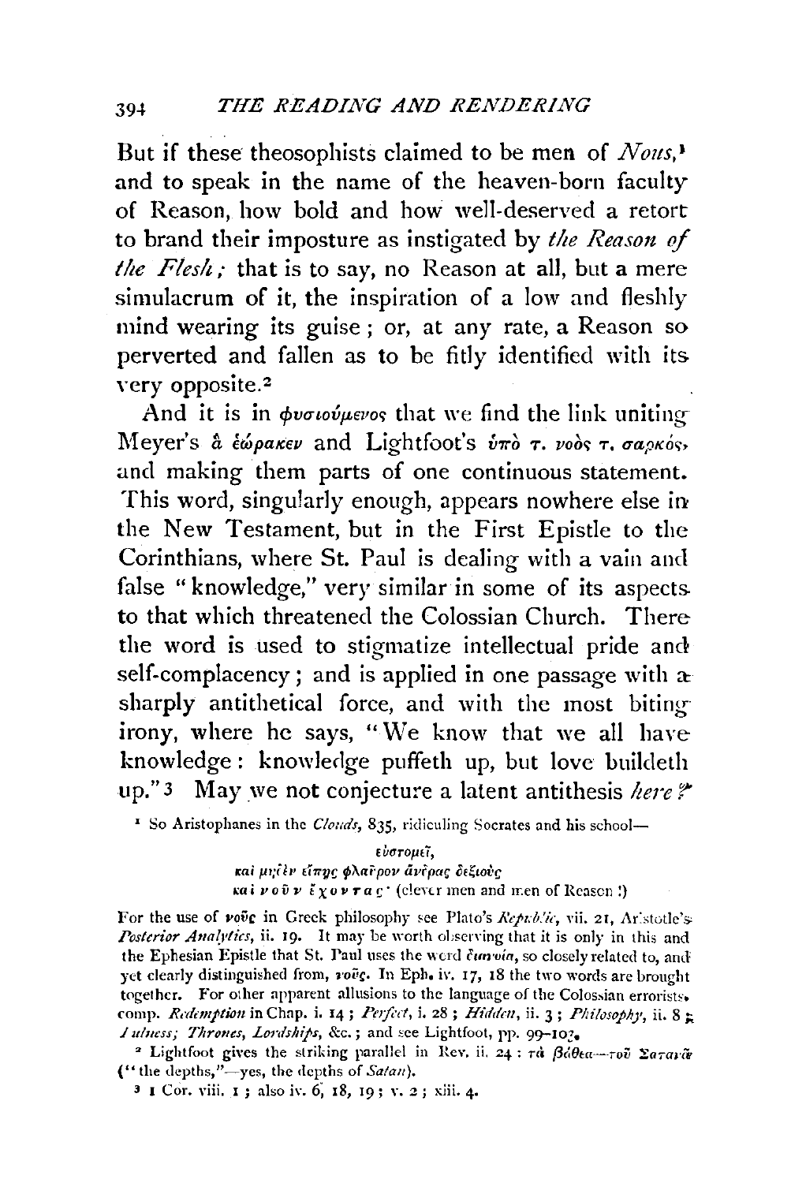But if these theosophists claimed to be men of *Nous*,[1] and to speak in the name of the heaven-born faculty of Reason, how bold and how well-deserved a retort to brand their imposture as instigated by *the Reason of the Flesh;* that is to say, no Reason at all, but a mere simulacrum of it, the inspiration of a low and fleshly mind wearing its guise; or, at any rate, a Reason so perverted and fallen as to be fitly identified with its very opposite.[2]

And it is in φυσιούμενος that we find the link uniting Meyer's ἃ ἑώρακεν and Lightfoot's ὑπὸ τ. νοὸς τ. σαρκός, and making them parts of one continuous statement. This word, singularly enough, appears nowhere else in the New Testament, but in the First Epistle to the Corinthians, where St. Paul is dealing with a vain and false "knowledge," very similar in some of its aspects to that which threatened the Colossian Church. There the word is used to stigmatize intellectual pride and self-complacency; and is applied in one passage with a sharply antithetical force, and with the most biting irony, where he says, "We know that we all have knowledge: knowledge puffeth up, but love buildeth up."[3] May we not conjecture a latent antithesis *here?*

[1] So Aristophanes in the *Clouds*, 835, ridiculing Socrates and his school—

> εὐστομεῖ,
> καὶ μηδὲν εἴπῃς φλαῦρον ἄνδρας δεξιοὺς
> καὶ ν ο ῦ ν ἔ χ ο ν τ α ς· (clever men and men of Reason!)

For the use of νοῦς in Greek philosophy see Plato's *Republic*, vii. 21, Aristotle's *Posterior Analytics*, ii. 19. It may be worth observing that it is only in this and the Ephesian Epistle that St. Paul uses the word διάνοια, so closely related to, and yet clearly distinguished from, νοῦς. In Eph. iv. 17, 18 the two words are brought together. For other apparent allusions to the language of the Colossian errorists, comp. *Redemption* in Chap. i. 14; *Perfect*, i. 28; *Hidden*, ii. 3; *Philosophy*, ii. 8; *Fulness; Thrones, Lordships*, &c.; and see Lightfoot, pp. 99–102.

[2] Lightfoot gives the striking parallel in Rev. ii. 24: τὰ βάθεα—τοῦ Σατανᾶ ("the depths,"—yes, the depths of *Satan*).

[3] 1 Cor. viii. 1; also iv. 6, 18, 19; v. 2; xiii. 4.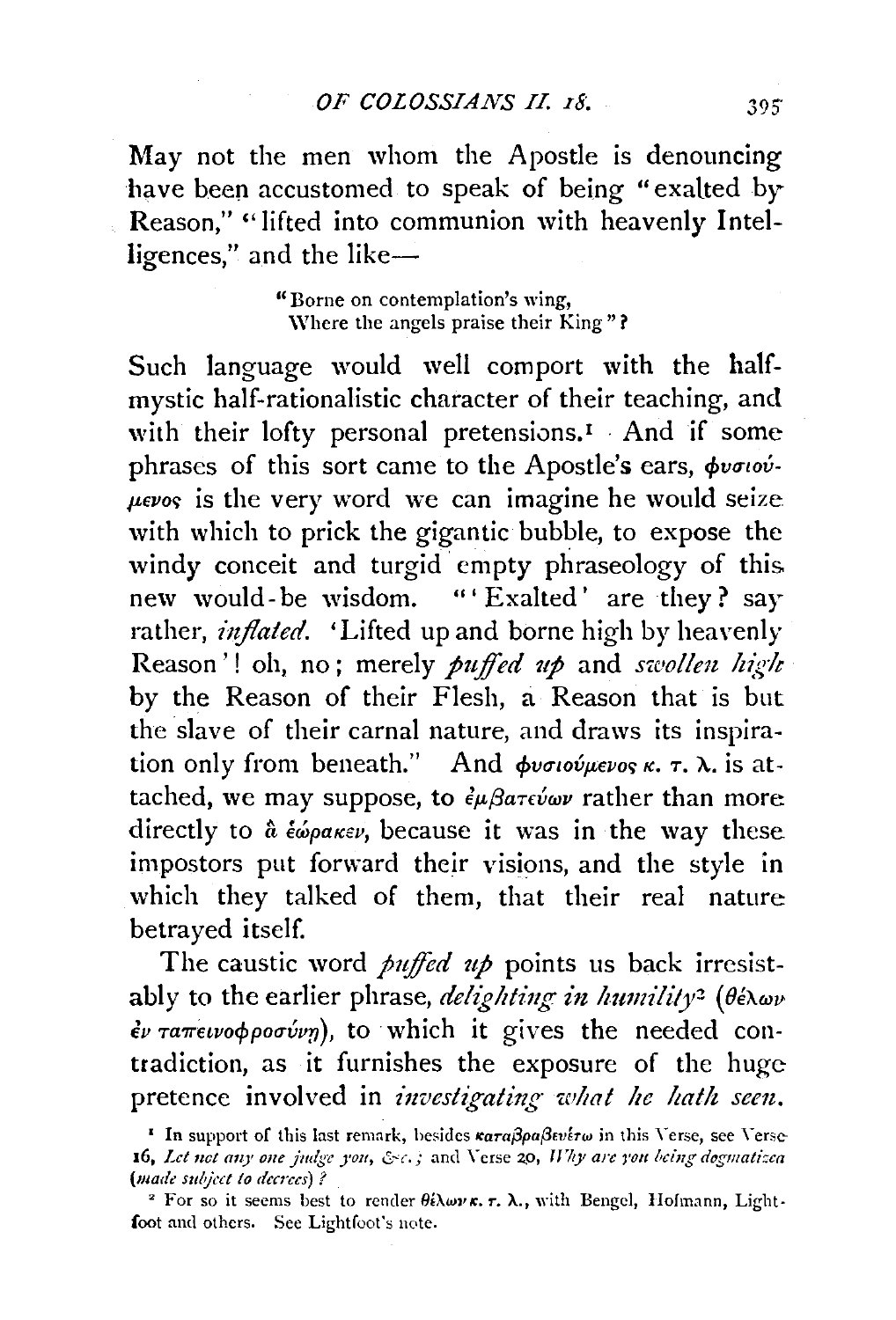May not the men whom the Apostle is denouncing have been accustomed to speak of being "exalted by Reason," "lifted into communion with heavenly Intelligences," and the like—

> "Borne on contemplation's wing,
> Where the angels praise their King"?

Such language would well comport with the half-mystic half-rationalistic character of their teaching, and with their lofty personal pretensions.[1] And if some phrases of this sort came to the Apostle's ears, φυσιούμενος is the very word we can imagine he would seize with which to prick the gigantic bubble, to expose the windy conceit and turgid empty phraseology of this new would-be wisdom. "'Exalted' are they? say rather, *inflated*. 'Lifted up and borne high by heavenly Reason'! oh, no; merely *puffed up* and *swollen high* by the Reason of their Flesh, a Reason that is but the slave of their carnal nature, and draws its inspiration only from beneath." And φυσιούμενος κ. τ. λ. is attached, we may suppose, to ἐμβατεύων rather than more directly to ἃ ἑώρακεν, because it was in the way these impostors put forward their visions, and the style in which they talked of them, that their real nature betrayed itself.

The caustic word *puffed up* points us back irresistably to the earlier phrase, *delighting in humility*[2] (θέλων ἐν ταπεινοφροσύνῃ), to which it gives the needed contradiction, as it furnishes the exposure of the huge pretence involved in *investigating what he hath seen*.

[1] In support of this last remark, besides καταβραβευέτω in this Verse, see Verse 16, *Let not any one judge you, &c.*; and Verse 20, *Why are you being dogmatized (made subject to decrees)?*

[2] For so it seems best to render θέλων κ. τ. λ., with Bengel, Hofmann, Lightfoot and others. See Lightfoot's note.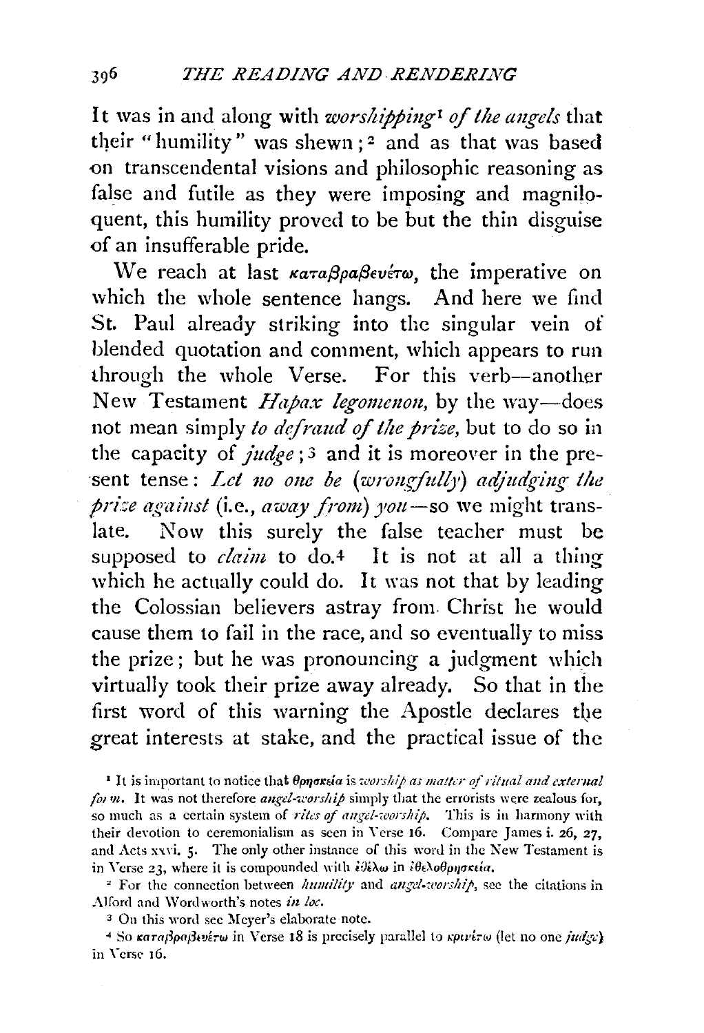It was in and along with *worshipping*[1] *of the angels* that their "humility" was shewn;[2] and as that was based on transcendental visions and philosophic reasoning as false and futile as they were imposing and magniloquent, this humility proved to be but the thin disguise of an insufferable pride.

We reach at last καταβραβευέτω, the imperative on which the whole sentence hangs. And here we find St. Paul already striking into the singular vein of blended quotation and comment, which appears to run through the whole Verse. For this verb—another New Testament *Hapax legomenon*, by the way—does not mean simply *to defraud of the prize*, but to do so in the capacity of *judge*;[3] and it is moreover in the present tense: *Let no one be* (*wrongfully*) *adjudging the prize against* (i.e., *away from*) *you*—so we might translate. Now this surely the false teacher must be supposed to *claim* to do.[4] It is not at all a thing which he actually could do. It was not that by leading the Colossian believers astray from Christ he would cause them to fail in the race, and so eventually to miss the prize; but he was pronouncing a judgment which virtually took their prize away already. So that in the first word of this warning the Apostle declares the great interests at stake, and the practical issue of the

---

[1] It is important to notice that θρησκεία is *worship as matter of ritual and external form*. It was not therefore *angel-worship* simply that the errorists were zealous for, so much as a certain system of *rites of angel-worship*. This is in harmony with their devotion to ceremonialism as seen in Verse 16. Compare James i. 26, 27, and Acts xxvi. 5. The only other instance of this word in the New Testament is in Verse 23, where it is compounded with ἐθέλω in ἐθελοθρησκεία.

[2] For the connection between *humility* and *angel-worship*, see the citations in Alford and Wordworth's notes *in loc.*

[3] On this word see Meyer's elaborate note.

[4] So καταβραβευέτω in Verse 18 is precisely parallel to κρινέτω (let no one *judge*) in Verse 16.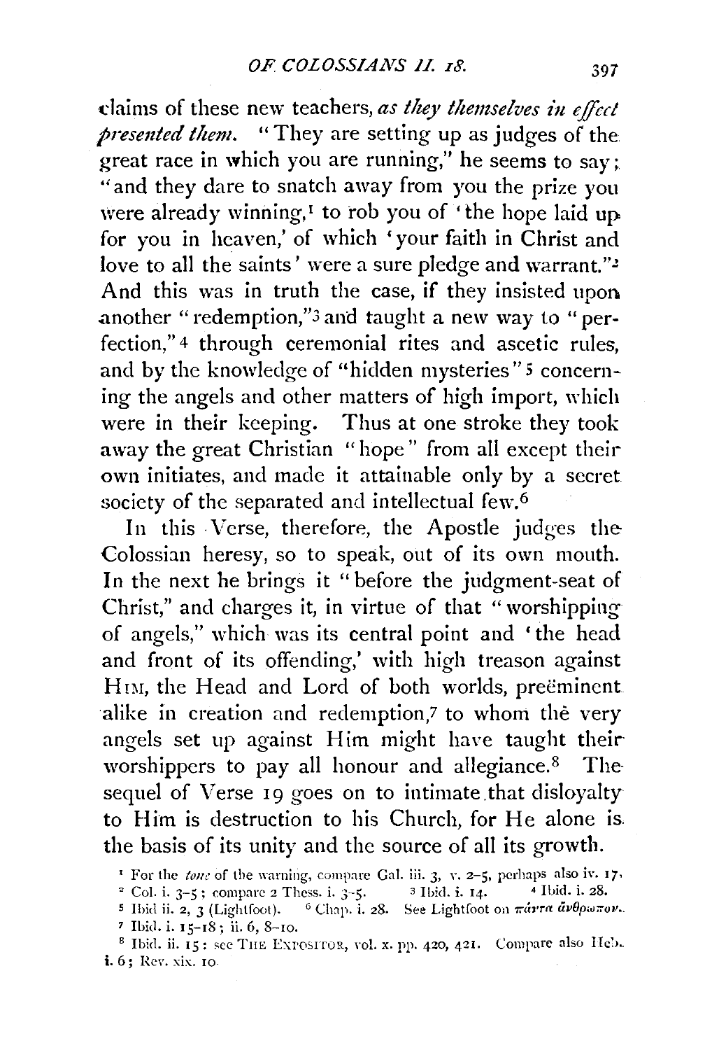claims of these new teachers, *as they themselves in effect presented them.* "They are setting up as judges of the great race in which you are running," he seems to say; "and they dare to snatch away from you the prize you were already winning,[1] to rob you of 'the hope laid up for you in heaven,' of which 'your faith in Christ and love to all the saints' were a sure pledge and warrant."[2] And this was in truth the case, if they insisted upon another "redemption,"[3] and taught a new way to "perfection,"[4] through ceremonial rites and ascetic rules, and by the knowledge of "hidden mysteries"[5] concerning the angels and other matters of high import, which were in their keeping. Thus at one stroke they took away the great Christian "hope" from all except their own initiates, and made it attainable only by a secret society of the separated and intellectual few.[6]

In this Verse, therefore, the Apostle judges the Colossian heresy, so to speak, out of its own mouth. In the next he brings it "before the judgment-seat of Christ," and charges it, in virtue of that "worshipping of angels," which was its central point and 'the head and front of its offending,' with high treason against HIM, the Head and Lord of both worlds, preëminent alike in creation and redemption,[7] to whom the very angels set up against Him might have taught their worshippers to pay all honour and allegiance.[8] The sequel of Verse 19 goes on to intimate that disloyalty to Him is destruction to his Church, for He alone is the basis of its unity and the source of all its growth.

[1] For the *tone* of the warning, compare Gal. iii. 3, v. 2–5, perhaps also iv. 17.

[2] Col. i. 3–5; compare 2 Thess. i. 3–5.   [3] Ibid. i. 14.   [4] Ibid. i. 28.

[5] Ibid ii. 2, 3 (Lightfoot).   [6] Chap. i. 28. See Lightfoot on πάντα ἄνθρωπον.

[7] Ibid. i. 15–18; ii. 6, 8–10.

[8] Ibid. ii. 15: see THE EXPOSITOR, vol. x. pp. 420, 421. Compare also Heb. i. 6; Rev. xix. 10.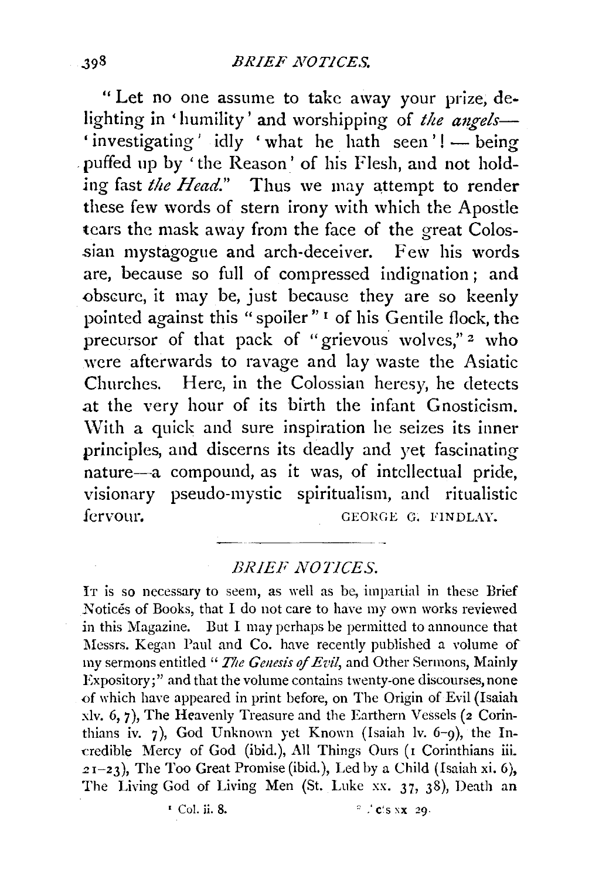"Let no one assume to take away your prize, delighting in 'humility' and worshipping of *the angels*— 'investigating' idly 'what he hath seen'! — being puffed up by 'the Reason' of his Flesh, and not holding fast *the Head*." Thus we may attempt to render these few words of stern irony with which the Apostle tears the mask away from the face of the great Colossian mystagogue and arch-deceiver. Few his words are, because so full of compressed indignation; and obscure, it may be, just because they are so keenly pointed against this "spoiler"[1] of his Gentile flock, the precursor of that pack of "grievous wolves,"[2] who were afterwards to ravage and lay waste the Asiatic Churches. Here, in the Colossian heresy, he detects at the very hour of its birth the infant Gnosticism. With a quick and sure inspiration he seizes its inner principles, and discerns its deadly and yet fascinating nature—a compound, as it was, of intellectual pride, visionary pseudo-mystic spiritualism, and ritualistic fervour.

GEORGE G. FINDLAY.

---

## *BRIEF NOTICES.*

It is so necessary to seem, as well as be, impartial in these Brief Notices of Books, that I do not care to have my own works reviewed in this Magazine. But I may perhaps be permitted to announce that Messrs. Kegan Paul and Co. have recently published a volume of my sermons entitled "*The Genesis of Evil*, and Other Sermons, Mainly Expository;" and that the volume contains twenty-one discourses, none of which have appeared in print before, on The Origin of Evil (Isaiah xlv. 6, 7), The Heavenly Treasure and the Earthern Vessels (2 Corinthians iv. 7), God Unknown yet Known (Isaiah lv. 6–9), the Incredible Mercy of God (ibid.), All Things Ours (1 Corinthians iii. 21–23), The Too Great Promise (ibid.), Led by a Child (Isaiah xi. 6), The Living God of Living Men (St. Luke xx. 37, 38), Death an

[1] Col. ii. 8.

[2] Acts xx. 29.